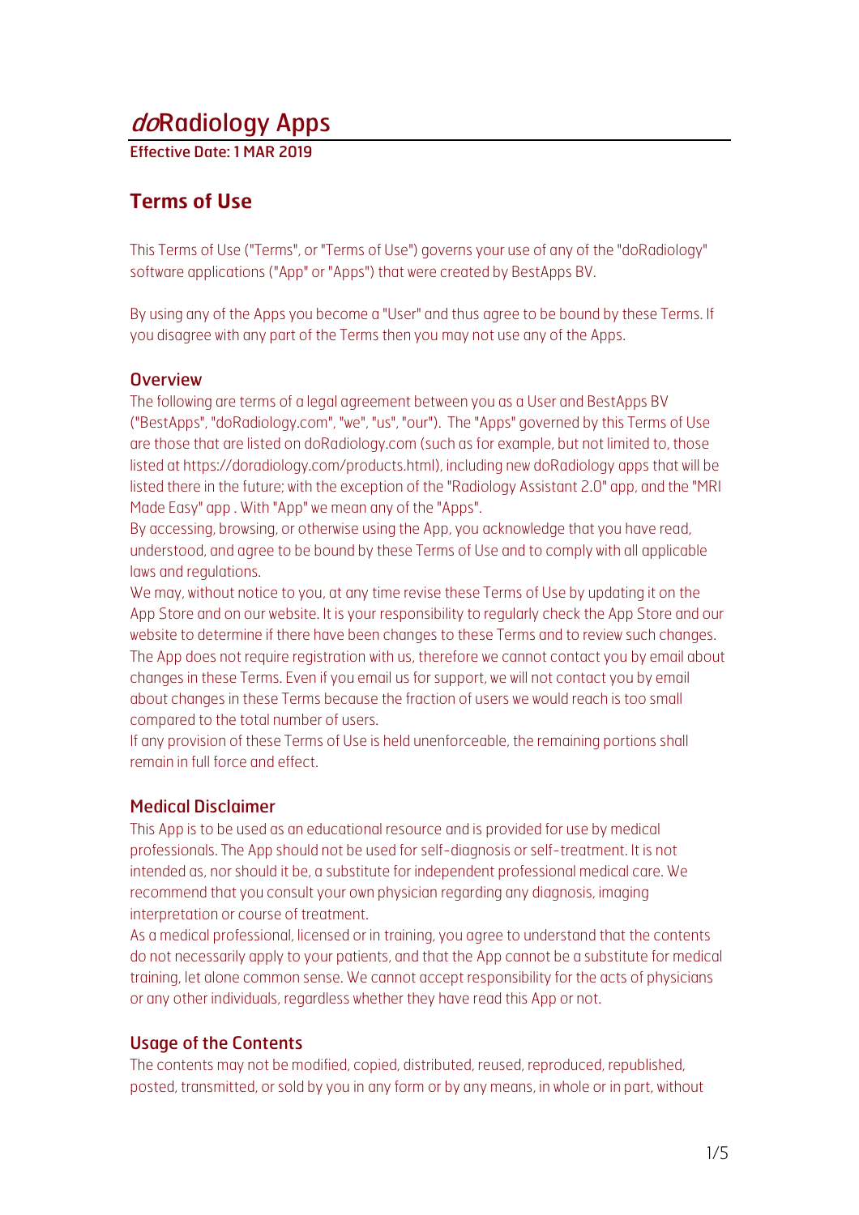# *do*Radiology Apps

**Effective Date: 1 MAR 2019**

## Terms of Use

This Terms of Use ("Terms", or "Terms of Use") governs your use of any of the "doRadiology" software applications ("App" or "Apps") that were created by BestApps BV.

By using any of the Apps you become a "User" and thus agree to be bound by these Terms. If you disagree with any part of the Terms then you may not use any of the Apps.

### Overview

The following are terms of a legal agreement between you as a User and BestApps BV ("BestApps", "doRadiology.com", "we", "us", "our"). The "Apps" governed by this Terms of Use are those that are listed on doRadiology.com (such as for example, but not limited to, those listed at https://doradiology.com/products.html), including new doRadiology apps that will be listed there in the future; with the exception of the "Radiology Assistant 2.0" app, and the "MRI Made Easy" app . With "App" we mean any of the "Apps".

By accessing, browsing, or otherwise using the App, you acknowledge that you have read, understood, and agree to be bound by these Terms of Use and to comply with all applicable laws and regulations.

We may, without notice to you, at any time revise these Terms of Use by updating it on the App Store and on our website. It is your responsibility to regularly check the App Store and our website to determine if there have been changes to these Terms and to review such changes.

The App does not require registration with us, therefore we cannot contact you by email about changes in these Terms. Even if you email us for support, we will not contact you by email about changes in these Terms because the fraction of users we would reach is too small compared to the total number of users.

If any provision of these Terms of Use is held unenforceable, the remaining portions shall remain in full force and effect.

### Medical Disclaimer

This App is to be used as an educational resource and is provided for use by medical professionals. The App should not be used for self-diagnosis or self-treatment. It is not intended as, nor should it be, a substitute for independent professional medical care. We recommend that you consult your own physician regarding any diagnosis, imaging interpretation or course of treatment.

As a medical professional, licensed or in training, you agree to understand that the contents do not necessarily apply to your patients, and that the App cannot be a substitute for medical training, let alone common sense. We cannot accept responsibility for the acts of physicians or any other individuals, regardless whether they have read this App or not.

### Usage of the Contents

The contents may not be modified, copied, distributed, reused, reproduced, republished, posted, transmitted, or sold by you in any form or by any means, in whole or in part, without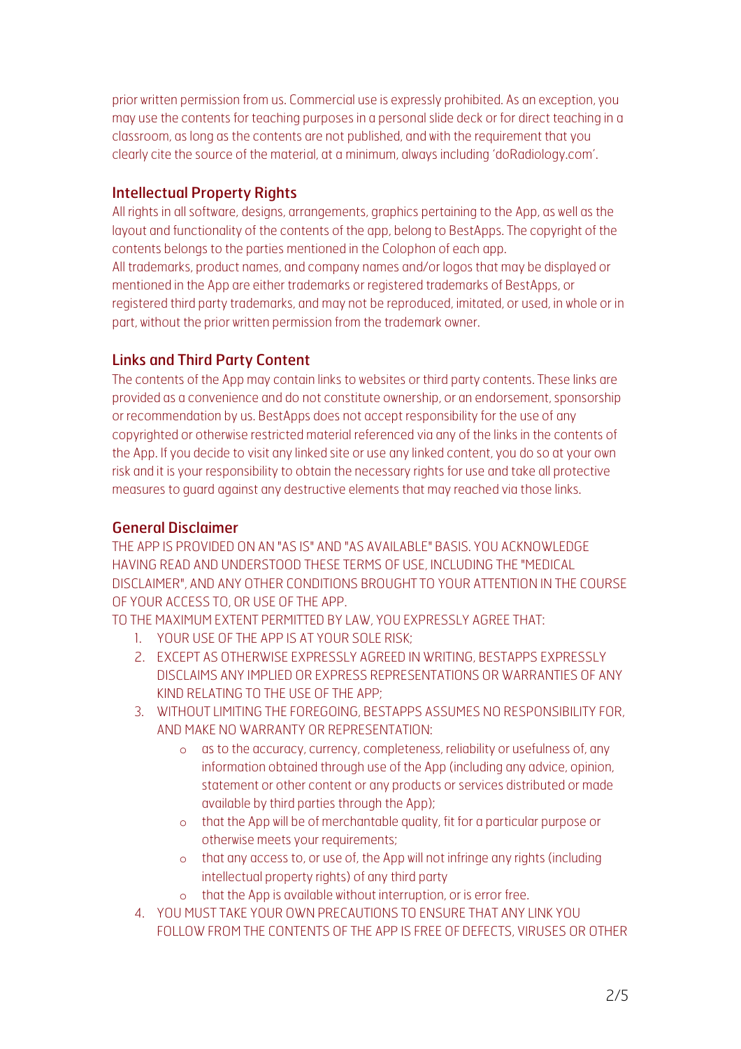prior written permission from us. Commercial use is expressly prohibited. As an exception, you may use the contents for teaching purposes in a personal slide deck or for direct teaching in a classroom, as long as the contents are not published, and with the requirement that you clearly cite the source of the material, at a minimum, always including 'doRadiology.com'.

## Intellectual Property Rights

All rights in all software, designs, arrangements, graphics pertaining to the App, as well as the layout and functionality of the contents of the app, belong to BestApps. The copyright of the contents belongs to the parties mentioned in the Colophon of each app.
All trademarks, product names, and company names and/or logos that may be displayed or mentioned in the App are either trademarks or registered trademarks of BestApps, or registered third party trademarks, and may not be reproduced, imitated, or used, in whole or in part, without the prior written permission from the trademark owner.

## Links and Third Party Content

The contents of the App may contain links to websites or third party contents. These links are provided as a convenience and do not constitute ownership, or an endorsement, sponsorship or recommendation by us. BestApps does not accept responsibility for the use of any copyrighted or otherwise restricted material referenced via any of the links in the contents of the App. If you decide to visit any linked site or use any linked content, you do so at your own risk and it is your responsibility to obtain the necessary rights for use and take all protective measures to guard against any destructive elements that may reached via those links.

## General Disclaimer

THE APP IS PROVIDED ON AN "AS IS" AND "AS AVAILABLE" BASIS. YOU ACKNOWLEDGE HAVING READ AND UNDERSTOOD THESE TERMS OF USE, INCLUDING THE "MEDICAL DISCLAIMER", AND ANY OTHER CONDITIONS BROUGHT TO YOUR ATTENTION IN THE COURSE OF YOUR ACCESS TO, OR USE OF THE APP.
TO THE MAXIMUM EXTENT PERMITTED BY LAW, YOU EXPRESSLY AGREE THAT:

1. YOUR USE OF THE APP IS AT YOUR SOLE RISK;
2. EXCEPT AS OTHERWISE EXPRESSLY AGREED IN WRITING, BESTAPPS EXPRESSLY DISCLAIMS ANY IMPLIED OR EXPRESS REPRESENTATIONS OR WARRANTIES OF ANY KIND RELATING TO THE USE OF THE APP;
3. WITHOUT LIMITING THE FOREGOING, BESTAPPS ASSUMES NO RESPONSIBILITY FOR, AND MAKE NO WARRANTY OR REPRESENTATION:
    - as to the accuracy, currency, completeness, reliability or usefulness of, any information obtained through use of the App (including any advice, opinion, statement or other content or any products or services distributed or made available by third parties through the App);
    - that the App will be of merchantable quality, fit for a particular purpose or otherwise meets your requirements;
    - that any access to, or use of, the App will not infringe any rights (including intellectual property rights) of any third party
    - that the App is available without interruption, or is error free.
4. YOU MUST TAKE YOUR OWN PRECAUTIONS TO ENSURE THAT ANY LINK YOU FOLLOW FROM THE CONTENTS OF THE APP IS FREE OF DEFECTS, VIRUSES OR OTHER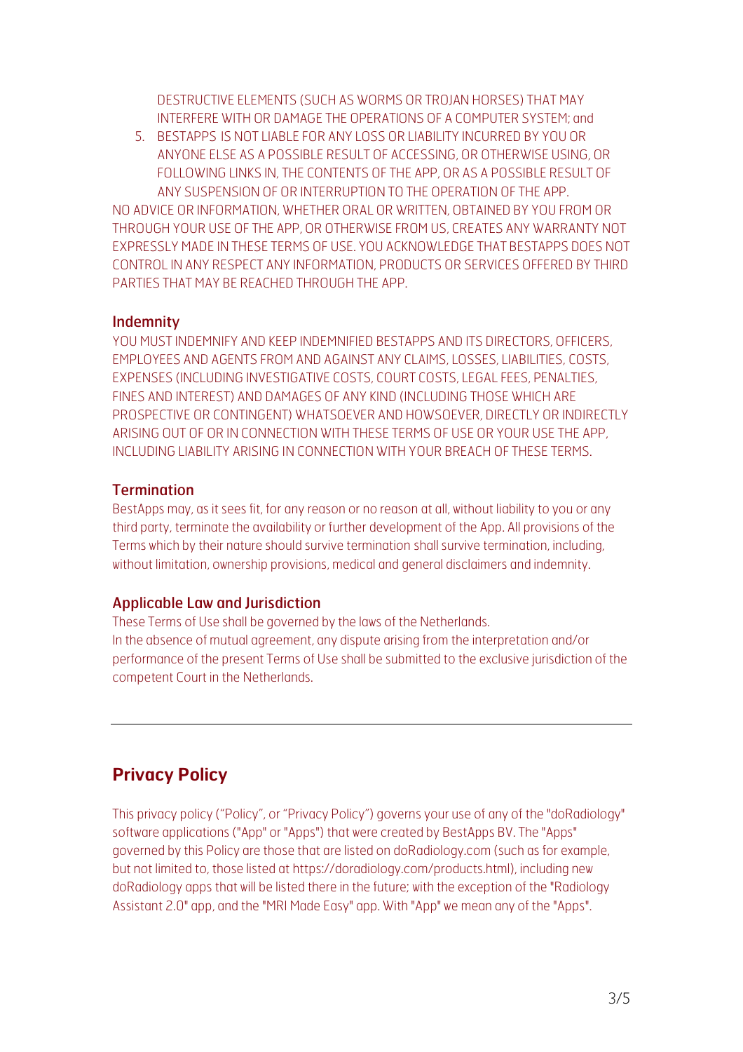DESTRUCTIVE ELEMENTS (SUCH AS WORMS OR TROJAN HORSES) THAT MAY INTERFERE WITH OR DAMAGE THE OPERATIONS OF A COMPUTER SYSTEM; and

5. BESTAPPS IS NOT LIABLE FOR ANY LOSS OR LIABILITY INCURRED BY YOU OR ANYONE ELSE AS A POSSIBLE RESULT OF ACCESSING, OR OTHERWISE USING, OR FOLLOWING LINKS IN, THE CONTENTS OF THE APP, OR AS A POSSIBLE RESULT OF ANY SUSPENSION OF OR INTERRUPTION TO THE OPERATION OF THE APP.

NO ADVICE OR INFORMATION, WHETHER ORAL OR WRITTEN, OBTAINED BY YOU FROM OR THROUGH YOUR USE OF THE APP, OR OTHERWISE FROM US, CREATES ANY WARRANTY NOT EXPRESSLY MADE IN THESE TERMS OF USE. YOU ACKNOWLEDGE THAT BESTAPPS DOES NOT CONTROL IN ANY RESPECT ANY INFORMATION, PRODUCTS OR SERVICES OFFERED BY THIRD PARTIES THAT MAY BE REACHED THROUGH THE APP.

### Indemnity

YOU MUST INDEMNIFY AND KEEP INDEMNIFIED BESTAPPS AND ITS DIRECTORS, OFFICERS, EMPLOYEES AND AGENTS FROM AND AGAINST ANY CLAIMS, LOSSES, LIABILITIES, COSTS, EXPENSES (INCLUDING INVESTIGATIVE COSTS, COURT COSTS, LEGAL FEES, PENALTIES, FINES AND INTEREST) AND DAMAGES OF ANY KIND (INCLUDING THOSE WHICH ARE PROSPECTIVE OR CONTINGENT) WHATSOEVER AND HOWSOEVER, DIRECTLY OR INDIRECTLY ARISING OUT OF OR IN CONNECTION WITH THESE TERMS OF USE OR YOUR USE THE APP, INCLUDING LIABILITY ARISING IN CONNECTION WITH YOUR BREACH OF THESE TERMS.

### Termination

BestApps may, as it sees fit, for any reason or no reason at all, without liability to you or any third party, terminate the availability or further development of the App. All provisions of the Terms which by their nature should survive termination shall survive termination, including, without limitation, ownership provisions, medical and general disclaimers and indemnity.

### Applicable Law and Jurisdiction

These Terms of Use shall be governed by the laws of the Netherlands.
In the absence of mutual agreement, any dispute arising from the interpretation and/or performance of the present Terms of Use shall be submitted to the exclusive jurisdiction of the competent Court in the Netherlands.

---

## Privacy Policy

This privacy policy (“Policy”, or “Privacy Policy”) governs your use of any of the "doRadiology" software applications ("App" or "Apps") that were created by BestApps BV. The "Apps" governed by this Policy are those that are listed on doRadiology.com (such as for example, but not limited to, those listed at https://doradiology.com/products.html), including new doRadiology apps that will be listed there in the future; with the exception of the "Radiology Assistant 2.0" app, and the "MRI Made Easy" app. With "App" we mean any of the "Apps".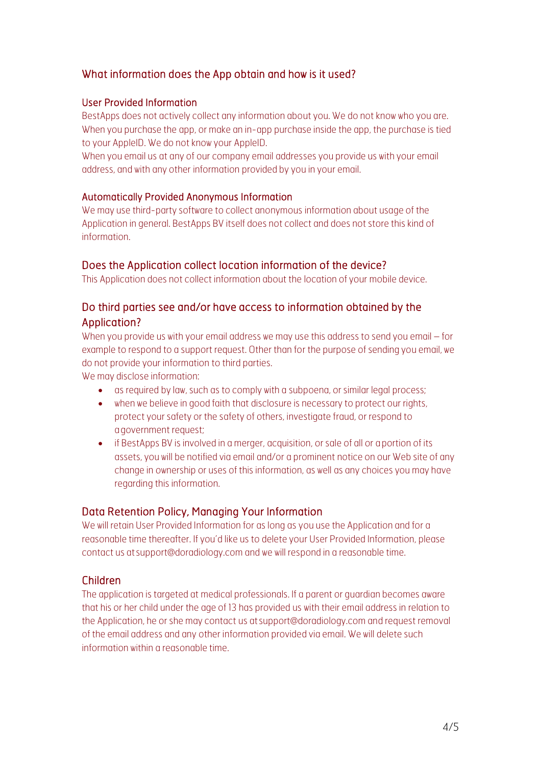## What information does the App obtain and how is it used?

### User Provided Information

BestApps does not actively collect any information about you. We do not know who you are. When you purchase the app, or make an in-app purchase inside the app, the purchase is tied to your AppleID. We do not know your AppleID.

When you email us at any of our company email addresses you provide us with your email address, and with any other information provided by you in your email.

### Automatically Provided Anonymous Information

We may use third-party software to collect anonymous information about usage of the Application in general. BestApps BV itself does not collect and does not store this kind of information.

## Does the Application collect location information of the device?

This Application does not collect information about the location of your mobile device.

## Do third parties see and/or have access to information obtained by the Application?

When you provide us with your email address we may use this address to send you email – for example to respond to a support request. Other than for the purpose of sending you email, we do not provide your information to third parties.

We may disclose information:

- as required by law, such as to comply with a subpoena, or similar legal process;
- when we believe in good faith that disclosure is necessary to protect our rights, protect your safety or the safety of others, investigate fraud, or respond to a government request;
- if BestApps BV is involved in a merger, acquisition, or sale of all or a portion of its assets, you will be notified via email and/or a prominent notice on our Web site of any change in ownership or uses of this information, as well as any choices you may have regarding this information.

## Data Retention Policy, Managing Your Information

We will retain User Provided Information for as long as you use the Application and for a reasonable time thereafter. If you'd like us to delete your User Provided Information, please contact us at support@doradiology.com and we will respond in a reasonable time.

## Children

The application is targeted at medical professionals. If a parent or guardian becomes aware that his or her child under the age of 13 has provided us with their email address in relation to the Application, he or she may contact us at support@doradiology.com and request removal of the email address and any other information provided via email. We will delete such information within a reasonable time.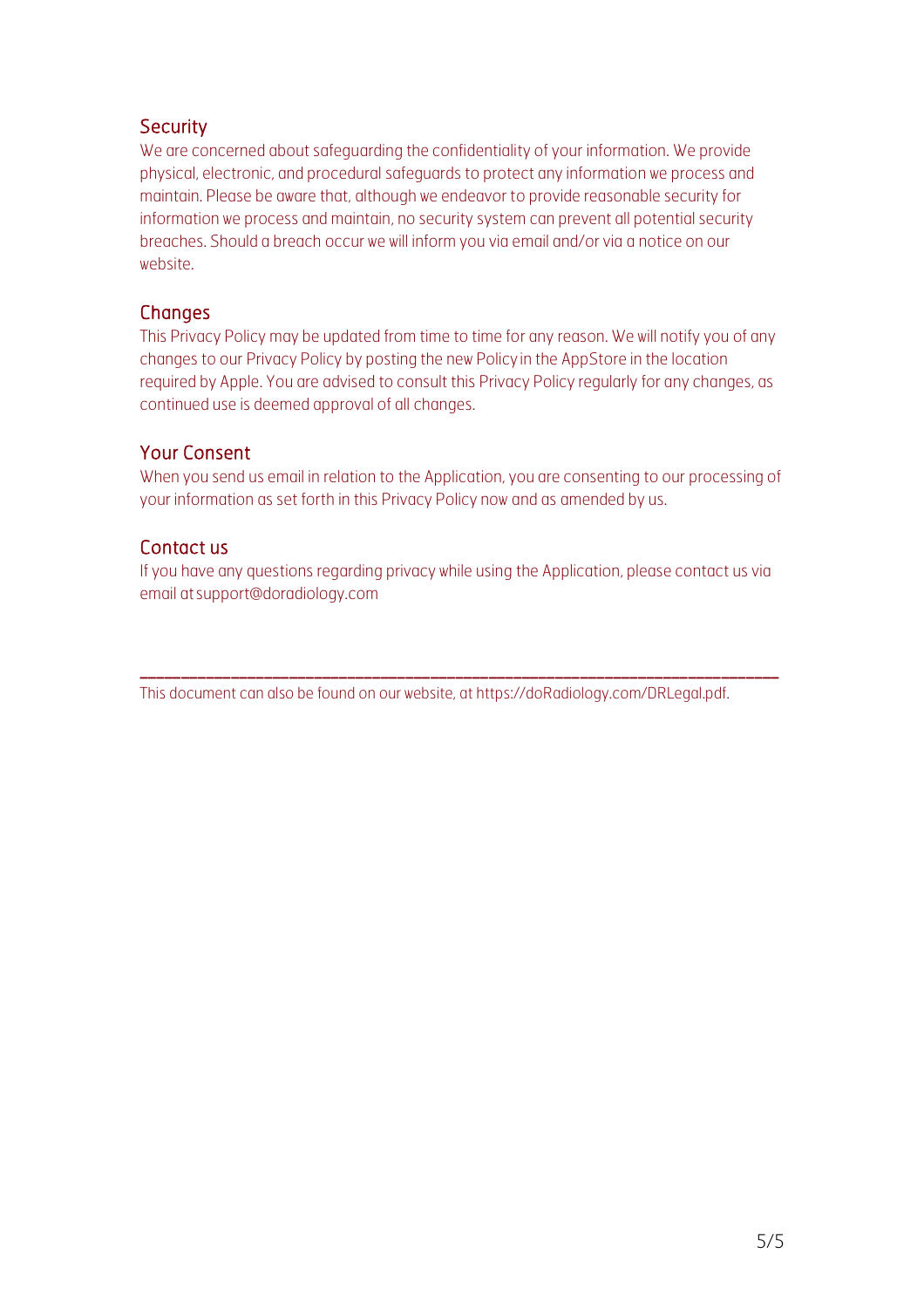## Security

We are concerned about safeguarding the confidentiality of your information. We provide physical, electronic, and procedural safeguards to protect any information we process and maintain. Please be aware that, although we endeavor to provide reasonable security for information we process and maintain, no security system can prevent all potential security breaches. Should a breach occur we will inform you via email and/or via a notice on our website.

## Changes

This Privacy Policy may be updated from time to time for any reason. We will notify you of any changes to our Privacy Policy by posting the new Policy in the AppStore in the location required by Apple. You are advised to consult this Privacy Policy regularly for any changes, as continued use is deemed approval of all changes.

## Your Consent

When you send us email in relation to the Application, you are consenting to our processing of your information as set forth in this Privacy Policy now and as amended by us.

## Contact us

If you have any questions regarding privacy while using the Application, please contact us via email at support@doradiology.com

---

This document can also be found on our website, at https://doRadiology.com/DRLegal.pdf.